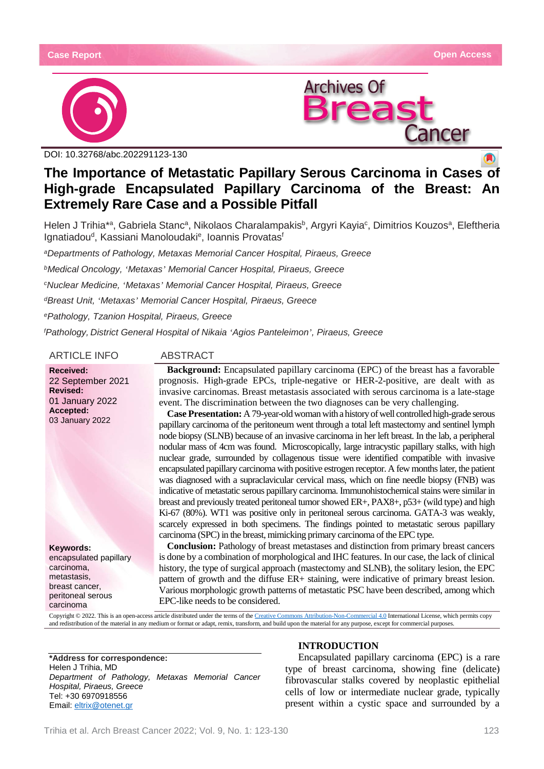Case Report

Open Access

Archives Of Breast Cancer

DOI: 10.32768/abc.202291123-130

# The Importance of Metastatic Papillary Serous Carcinoma in Cases of High-grade Encapsulated Papillary Carcinoma of the Breast: An Extremely Rare Case and a Possible Pitfall

Helen J Trihia*[a], Gabriela Stanc[a], Nikolaos Charalampakis[b], Argyri Kayia[c], Dimitrios Kouzos[a], Eleftheria Ignatiadou[d], Kassiani Manoloudaki[e], Ioannis Provatas[f]

[a]*Departments of Pathology, Metaxas Memorial Cancer Hospital, Piraeus, Greece*

[b]*Medical Oncology, 'Metaxas' Memorial Cancer Hospital, Piraeus, Greece*

[c]*Nuclear Medicine, 'Metaxas' Memorial Cancer Hospital, Piraeus, Greece*

[d]*Breast Unit, 'Metaxas' Memorial Cancer Hospital, Piraeus, Greece*

[e]*Pathology, Tzanion Hospital, Piraeus, Greece*

[f]*Pathology, District General Hospital of Nikaia 'Agios Panteleimon', Piraeus, Greece*

## ARTICLE INFO

**Received:**
22 September 2021
**Revised:**
01 January 2022
**Accepted:**
03 January 2022

**Keywords:**
encapsulated papillary carcinoma, metastasis, breast cancer, peritoneal serous carcinoma

## ABSTRACT

**Background:** Encapsulated papillary carcinoma (EPC) of the breast has a favorable prognosis. High-grade EPCs, triple-negative or HER-2-positive, are dealt with as invasive carcinomas. Breast metastasis associated with serous carcinoma is a late-stage event. The discrimination between the two diagnoses can be very challenging.

**Case Presentation:** A 79-year-old woman with a history of well controlled high-grade serous papillary carcinoma of the peritoneum went through a total left mastectomy and sentinel lymph node biopsy (SLNB) because of an invasive carcinoma in her left breast. In the lab, a peripheral nodular mass of 4cm was found. Microscopically, large intracystic papillary stalks, with high nuclear grade, surrounded by collagenous tissue were identified compatible with invasive encapsulated papillary carcinoma with positive estrogen receptor. A few months later, the patient was diagnosed with a supraclavicular cervical mass, which on fine needle biopsy (FNB) was indicative of metastatic serous papillary carcinoma. Immunohistochemical stains were similar in breast and previously treated peritoneal tumor showed ER+, PAX8+, p53+ (wild type) and high Ki-67 (80%). WT1 was positive only in peritoneal serous carcinoma. GATA-3 was weakly, scarcely expressed in both specimens. The findings pointed to metastatic serous papillary carcinoma (SPC) in the breast, mimicking primary carcinoma of the EPC type.

**Conclusion:** Pathology of breast metastases and distinction from primary breast cancers is done by a combination of morphological and IHC features. In our case, the lack of clinical history, the type of surgical approach (mastectomy and SLNB), the solitary lesion, the EPC pattern of growth and the diffuse ER+ staining, were indicative of primary breast lesion. Various morphologic growth patterns of metastatic PSC have been described, among which EPC-like needs to be considered.

Copyright © 2022. This is an open-access article distributed under the terms of the Creative Commons Attribution-Non-Commercial 4.0 International License, which permits copy and redistribution of the material in any medium or format or adapt, remix, transform, and build upon the material for any purpose, except for commercial purposes.

## INTRODUCTION

Encapsulated papillary carcinoma (EPC) is a rare type of breast carcinoma, showing fine (delicate) fibrovascular stalks covered by neoplastic epithelial cells of low or intermediate nuclear grade, typically present within a cystic space and surrounded by a

---

***Address for correspondence:**
Helen J Trihia, MD
*Department of Pathology, Metaxas Memorial Cancer Hospital, Piraeus, Greece*
Tel: +30 6970918556
Email: eltrix@otenet.gr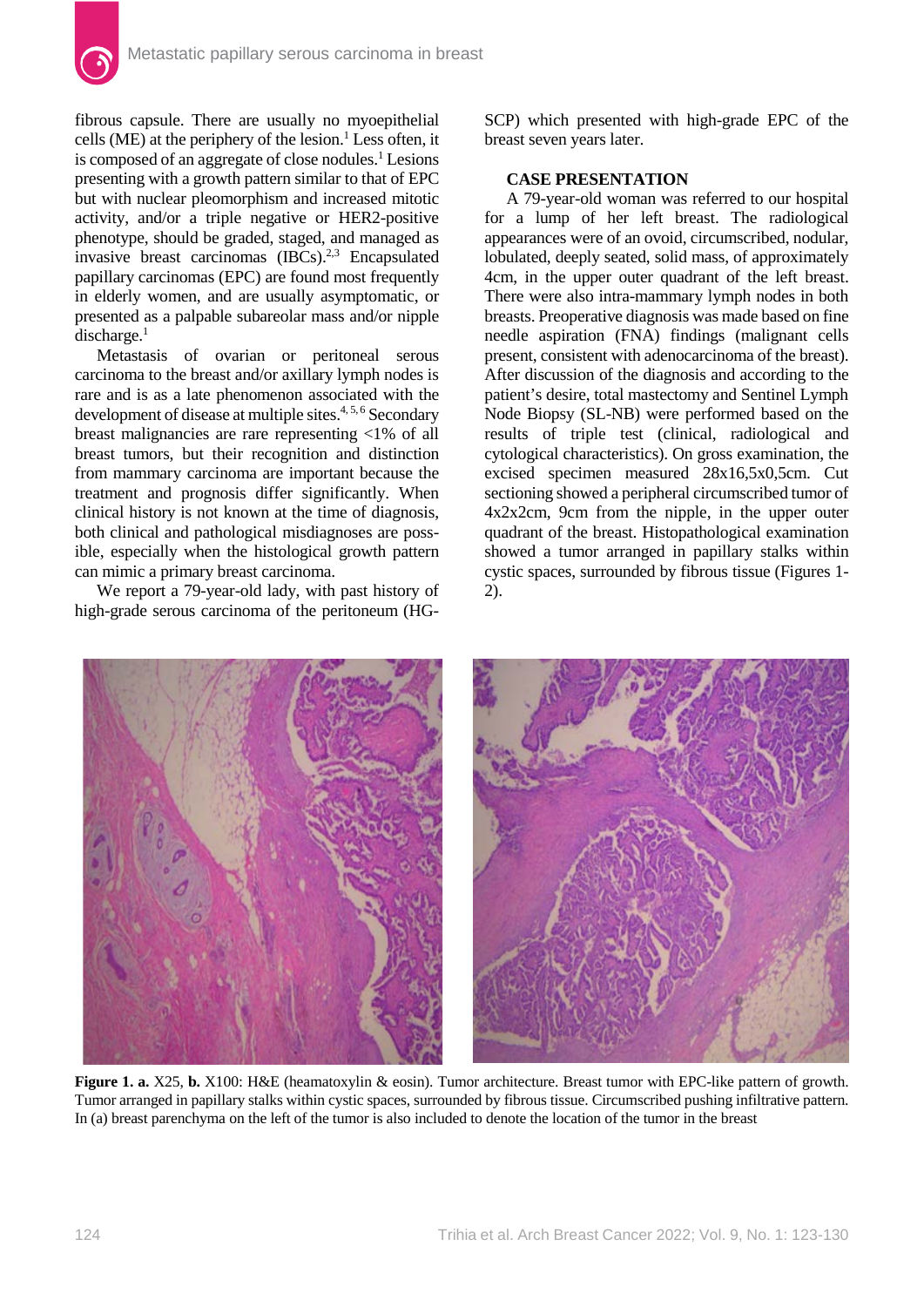fibrous capsule. There are usually no myoepithelial cells (ME) at the periphery of the lesion.[1] Less often, it is composed of an aggregate of close nodules.[1] Lesions presenting with a growth pattern similar to that of EPC but with nuclear pleomorphism and increased mitotic activity, and/or a triple negative or HER2-positive phenotype, should be graded, staged, and managed as invasive breast carcinomas (IBCs).[2,3] Encapsulated papillary carcinomas (EPC) are found most frequently in elderly women, and are usually asymptomatic, or presented as a palpable subareolar mass and/or nipple discharge.[1]

Metastasis of ovarian or peritoneal serous carcinoma to the breast and/or axillary lymph nodes is rare and is as a late phenomenon associated with the development of disease at multiple sites.[4, 5, 6] Secondary breast malignancies are rare representing <1% of all breast tumors, but their recognition and distinction from mammary carcinoma are important because the treatment and prognosis differ significantly. When clinical history is not known at the time of diagnosis, both clinical and pathological misdiagnoses are possible, especially when the histological growth pattern can mimic a primary breast carcinoma.

We report a 79-year-old lady, with past history of high-grade serous carcinoma of the peritoneum (HG-SCP) which presented with high-grade EPC of the breast seven years later.

## CASE PRESENTATION

A 79-year-old woman was referred to our hospital for a lump of her left breast. The radiological appearances were of an ovoid, circumscribed, nodular, lobulated, deeply seated, solid mass, of approximately 4cm, in the upper outer quadrant of the left breast. There were also intra-mammary lymph nodes in both breasts. Preoperative diagnosis was made based on fine needle aspiration (FNA) findings (malignant cells present, consistent with adenocarcinoma of the breast). After discussion of the diagnosis and according to the patient's desire, total mastectomy and Sentinel Lymph Node Biopsy (SL-NB) were performed based on the results of triple test (clinical, radiological and cytological characteristics). On gross examination, the excised specimen measured 28x16,5x0,5cm. Cut sectioning showed a peripheral circumscribed tumor of 4x2x2cm, 9cm from the nipple, in the upper outer quadrant of the breast. Histopathological examination showed a tumor arranged in papillary stalks within cystic spaces, surrounded by fibrous tissue (Figures 1-2).

**Figure 1. a.** X25, **b.** X100: H&E (heamatoxylin & eosin). Tumor architecture. Breast tumor with EPC-like pattern of growth. Tumor arranged in papillary stalks within cystic spaces, surrounded by fibrous tissue. Circumscribed pushing infiltrative pattern. In (a) breast parenchyma on the left of the tumor is also included to denote the location of the tumor in the breast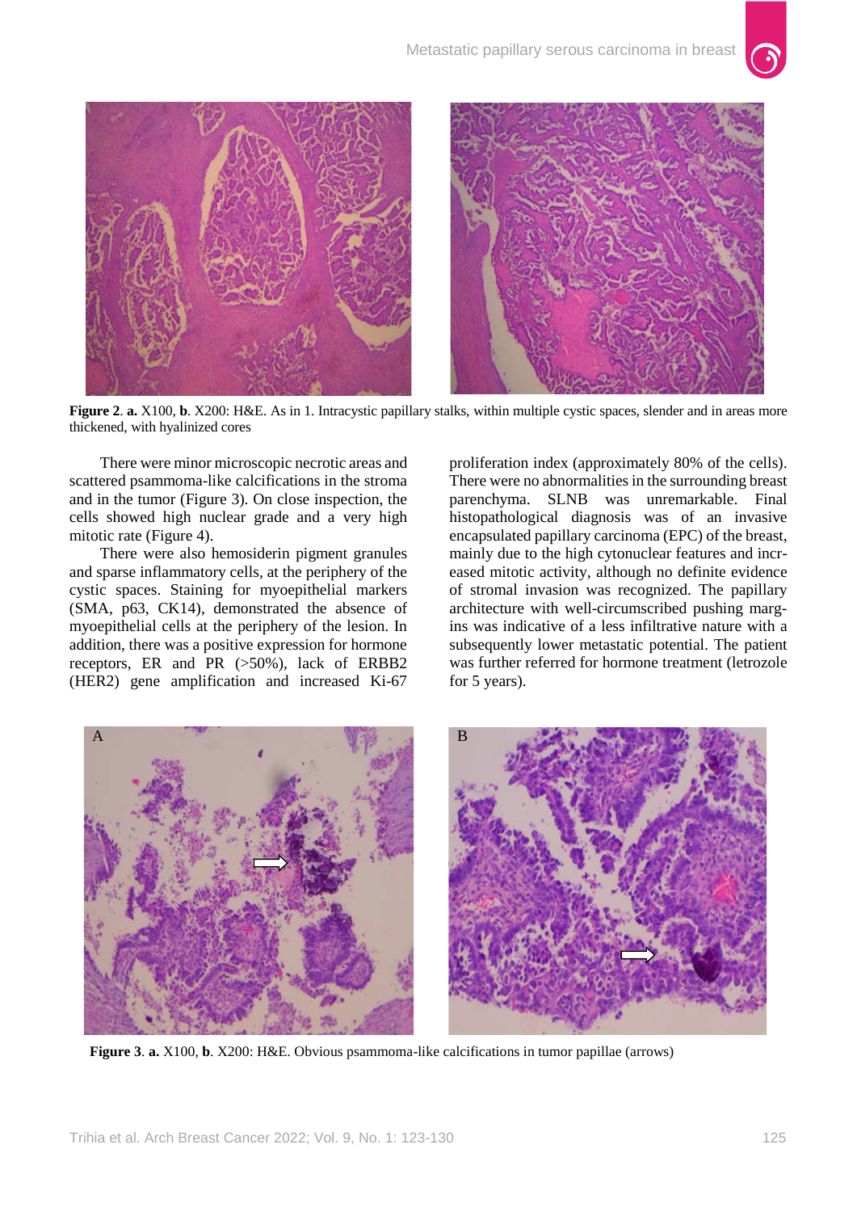**Figure 2**. **a.** X100, **b**. X200: H&E. As in 1. Intracystic papillary stalks, within multiple cystic spaces, slender and in areas more thickened, with hyalinized cores

There were minor microscopic necrotic areas and scattered psammoma-like calcifications in the stroma and in the tumor (Figure 3). On close inspection, the cells showed high nuclear grade and a very high mitotic rate (Figure 4).

There were also hemosiderin pigment granules and sparse inflammatory cells, at the periphery of the cystic spaces. Staining for myoepithelial markers (SMA, p63, CK14), demonstrated the absence of myoepithelial cells at the periphery of the lesion. In addition, there was a positive expression for hormone receptors, ER and PR (>50%), lack of ERBB2 (HER2) gene amplification and increased Ki-67 proliferation index (approximately 80% of the cells). There were no abnormalities in the surrounding breast parenchyma. SLNB was unremarkable. Final histopathological diagnosis was of an invasive encapsulated papillary carcinoma (EPC) of the breast, mainly due to the high cytonuclear features and increased mitotic activity, although no definite evidence of stromal invasion was recognized. The papillary architecture with well-circumscribed pushing margins was indicative of a less infiltrative nature with a subsequently lower metastatic potential. The patient was further referred for hormone treatment (letrozole for 5 years).

**Figure 3**. **a.** X100, **b**. X200: H&E. Obvious psammoma-like calcifications in tumor papillae (arrows)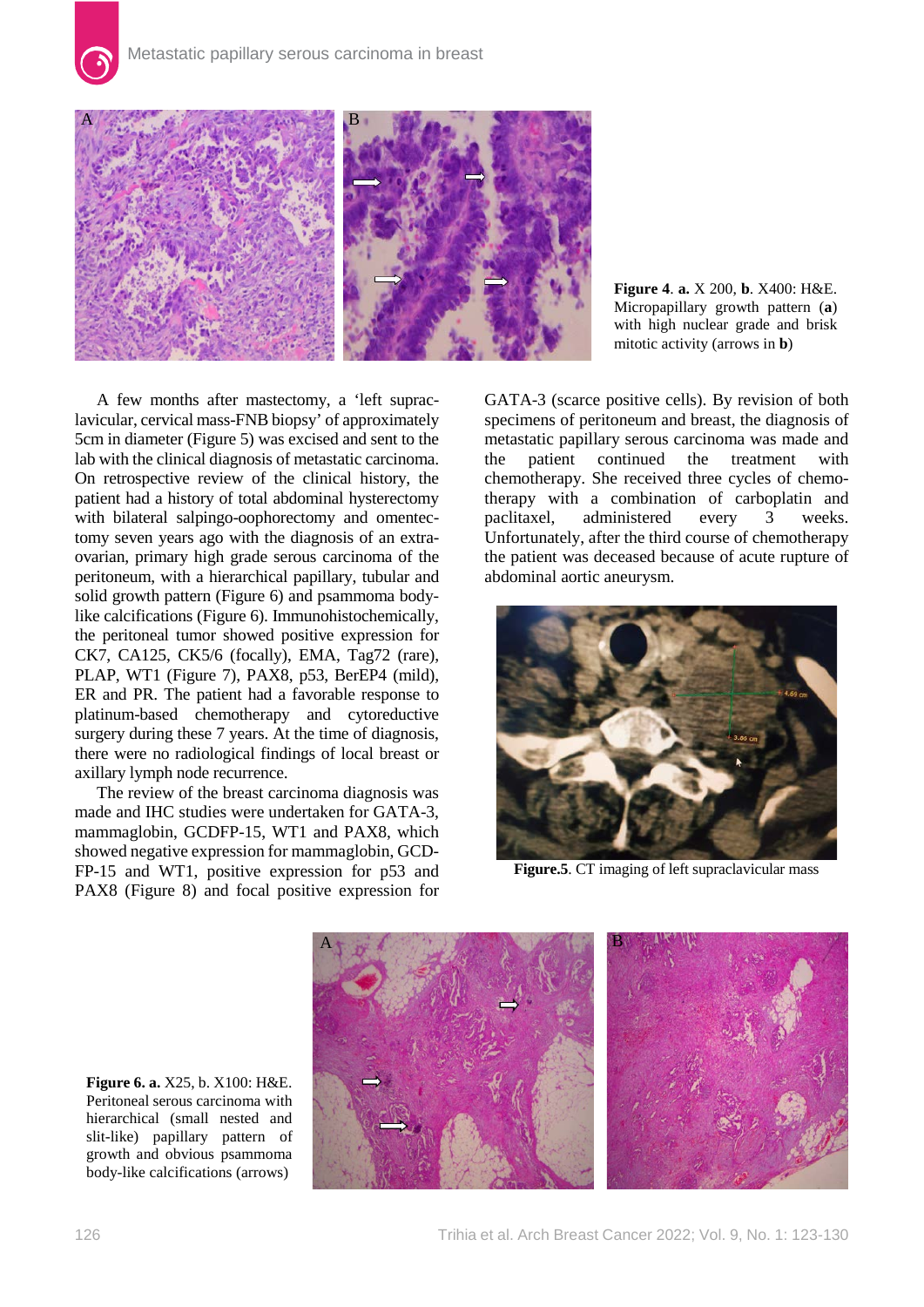**Figure 4**. **a.** X 200, **b**. X400: H&E. Micropapillary growth pattern (**a**) with high nuclear grade and brisk mitotic activity (arrows in **b**)

A few months after mastectomy, a 'left supraclavicular, cervical mass-FNB biopsy' of approximately 5cm in diameter (Figure 5) was excised and sent to the lab with the clinical diagnosis of metastatic carcinoma. On retrospective review of the clinical history, the patient had a history of total abdominal hysterectomy with bilateral salpingo-oophorectomy and omentectomy seven years ago with the diagnosis of an extra-ovarian, primary high grade serous carcinoma of the peritoneum, with a hierarchical papillary, tubular and solid growth pattern (Figure 6) and psammoma body-like calcifications (Figure 6). Immunohistochemically, the peritoneal tumor showed positive expression for CK7, CA125, CK5/6 (focally), EMA, Tag72 (rare), PLAP, WT1 (Figure 7), PAX8, p53, BerEP4 (mild), ER and PR. The patient had a favorable response to platinum-based chemotherapy and cytoreductive surgery during these 7 years. At the time of diagnosis, there were no radiological findings of local breast or axillary lymph node recurrence.

The review of the breast carcinoma diagnosis was made and IHC studies were undertaken for GATA-3, mammaglobin, GCDFP-15, WT1 and PAX8, which showed negative expression for mammaglobin, GCDFP-15 and WT1, positive expression for p53 and PAX8 (Figure 8) and focal positive expression for GATA-3 (scarce positive cells). By revision of both specimens of peritoneum and breast, the diagnosis of metastatic papillary serous carcinoma was made and the patient continued the treatment with chemotherapy. She received three cycles of chemotherapy with a combination of carboplatin and paclitaxel, administered every 3 weeks. Unfortunately, after the third course of chemotherapy the patient was deceased because of acute rupture of abdominal aortic aneurysm.

**Figure.5**. CT imaging of left supraclavicular mass

**Figure 6. a.** X25, b. X100: H&E. Peritoneal serous carcinoma with hierarchical (small nested and slit-like) papillary pattern of growth and obvious psammoma body-like calcifications (arrows)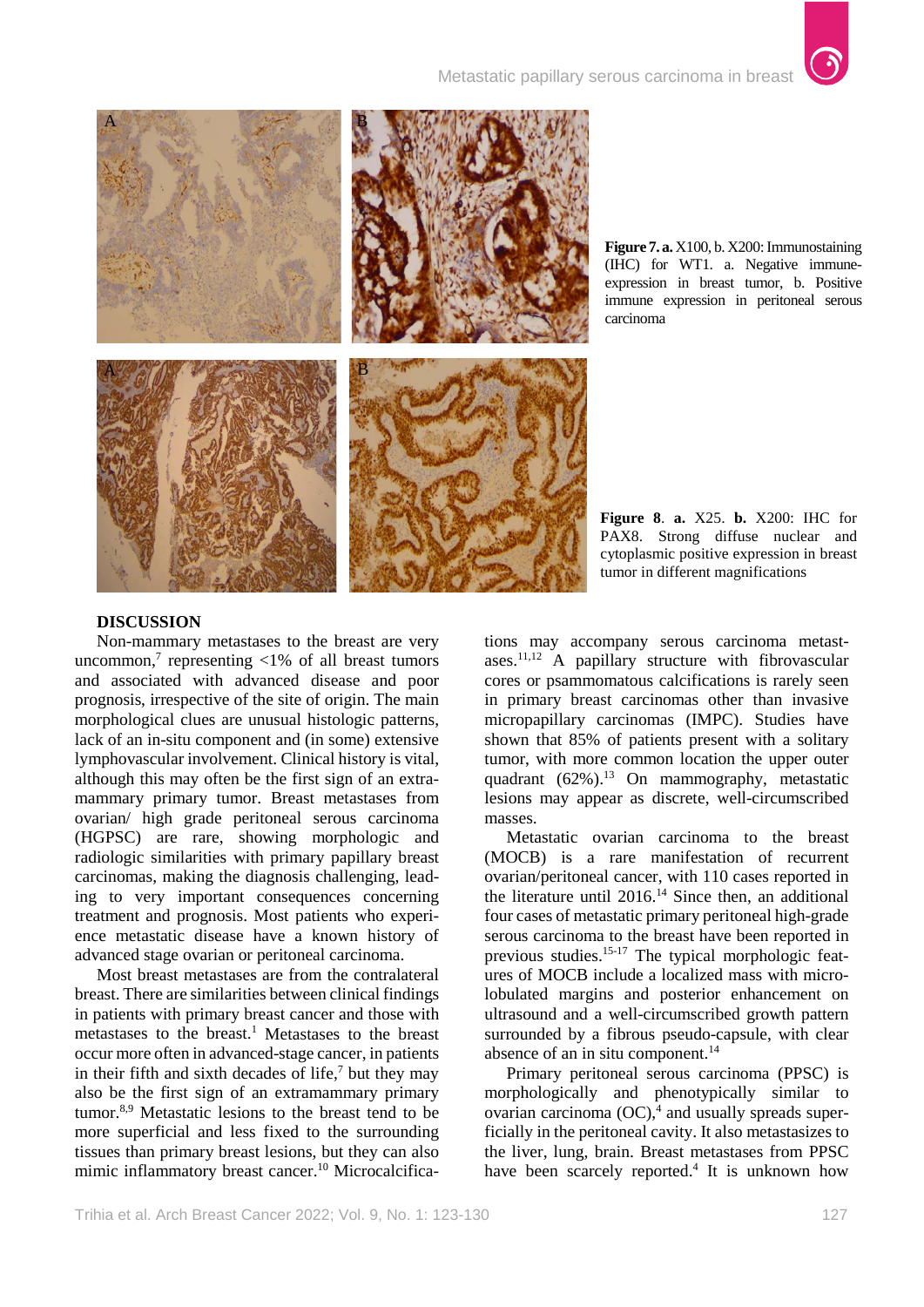**Figure 7. a.** X100, b. X200: Immunostaining (IHC) for WT1. a. Negative immune-expression in breast tumor, b. Positive immune expression in peritoneal serous carcinoma

**Figure 8. a.** X25. **b.** X200: IHC for PAX8. Strong diffuse nuclear and cytoplasmic positive expression in breast tumor in different magnifications

## DISCUSSION

Non-mammary metastases to the breast are very uncommon,[7] representing <1% of all breast tumors and associated with advanced disease and poor prognosis, irrespective of the site of origin. The main morphological clues are unusual histologic patterns, lack of an in-situ component and (in some) extensive lymphovascular involvement. Clinical history is vital, although this may often be the first sign of an extra-mammary primary tumor. Breast metastases from ovarian/ high grade peritoneal serous carcinoma (HGPSC) are rare, showing morphologic and radiologic similarities with primary papillary breast carcinomas, making the diagnosis challenging, leading to very important consequences concerning treatment and prognosis. Most patients who experience metastatic disease have a known history of advanced stage ovarian or peritoneal carcinoma.

Most breast metastases are from the contralateral breast. There are similarities between clinical findings in patients with primary breast cancer and those with metastases to the breast.[1] Metastases to the breast occur more often in advanced-stage cancer, in patients in their fifth and sixth decades of life,[7] but they may also be the first sign of an extramammary primary tumor.[8,9] Metastatic lesions to the breast tend to be more superficial and less fixed to the surrounding tissues than primary breast lesions, but they can also mimic inflammatory breast cancer.[10] Microcalcifications may accompany serous carcinoma metastases.[11,12] A papillary structure with fibrovascular cores or psammomatous calcifications is rarely seen in primary breast carcinomas other than invasive micropapillary carcinomas (IMPC). Studies have shown that 85% of patients present with a solitary tumor, with more common location the upper outer quadrant (62%).[13] On mammography, metastatic lesions may appear as discrete, well-circumscribed masses.

Metastatic ovarian carcinoma to the breast (MOCB) is a rare manifestation of recurrent ovarian/peritoneal cancer, with 110 cases reported in the literature until 2016.[14] Since then, an additional four cases of metastatic primary peritoneal high-grade serous carcinoma to the breast have been reported in previous studies.[15-17] The typical morphologic features of MOCB include a localized mass with micro-lobulated margins and posterior enhancement on ultrasound and a well-circumscribed growth pattern surrounded by a fibrous pseudo-capsule, with clear absence of an in situ component.[14]

Primary peritoneal serous carcinoma (PPSC) is morphologically and phenotypically similar to ovarian carcinoma (OC),[4] and usually spreads superficially in the peritoneal cavity. It also metastasizes to the liver, lung, brain. Breast metastases from PPSC have been scarcely reported.[4] It is unknown how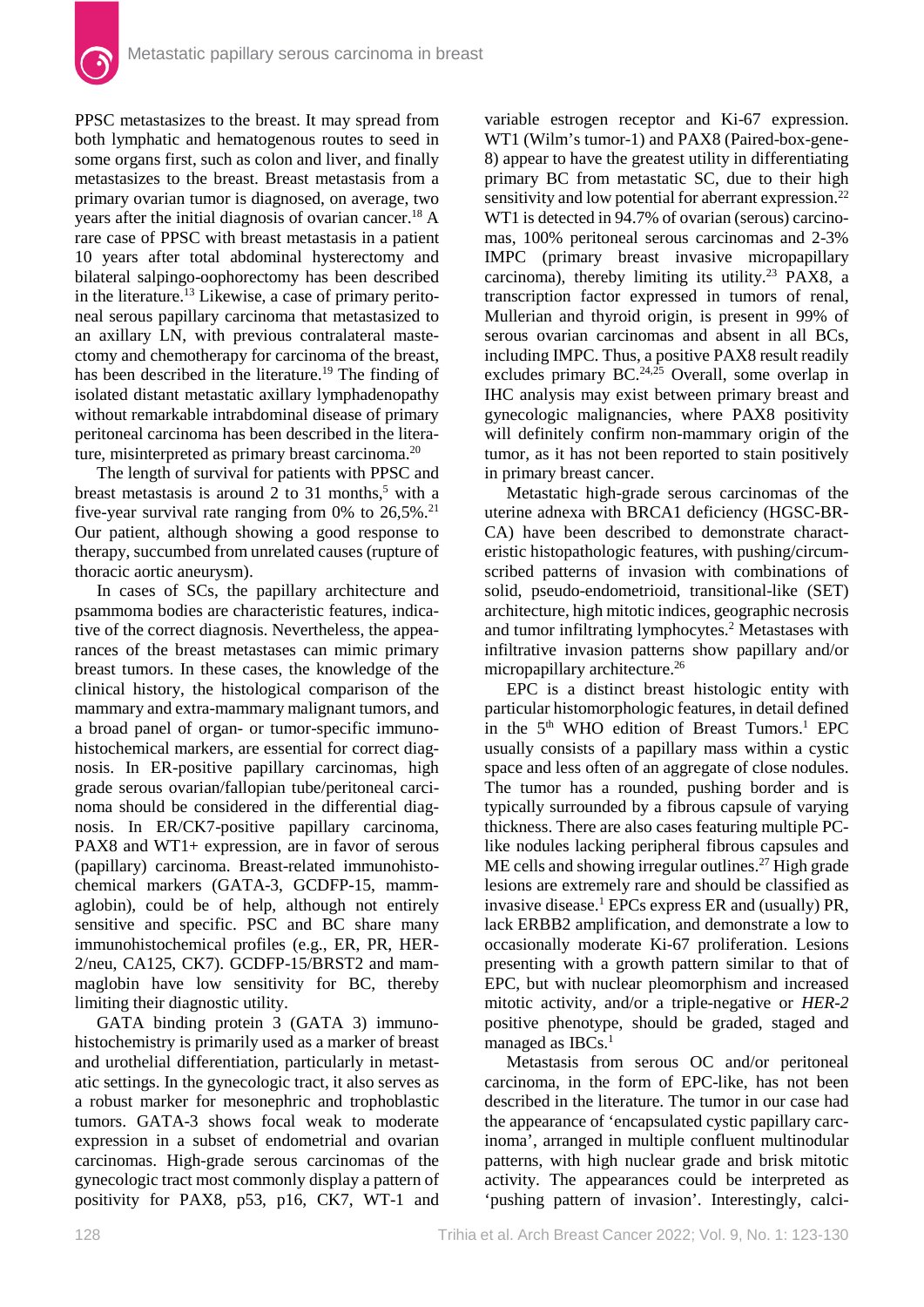PPSC metastasizes to the breast. It may spread from both lymphatic and hematogenous routes to seed in some organs first, such as colon and liver, and finally metastasizes to the breast. Breast metastasis from a primary ovarian tumor is diagnosed, on average, two years after the initial diagnosis of ovarian cancer.[18] A rare case of PPSC with breast metastasis in a patient 10 years after total abdominal hysterectomy and bilateral salpingo-oophorectomy has been described in the literature.[13] Likewise, a case of primary peritoneal serous papillary carcinoma that metastasized to an axillary LN, with previous contralateral mastectomy and chemotherapy for carcinoma of the breast, has been described in the literature.[19] The finding of isolated distant metastatic axillary lymphadenopathy without remarkable intrabdominal disease of primary peritoneal carcinoma has been described in the literature, misinterpreted as primary breast carcinoma.[20]

The length of survival for patients with PPSC and breast metastasis is around 2 to 31 months,[5] with a five-year survival rate ranging from 0% to 26,5%.[21] Our patient, although showing a good response to therapy, succumbed from unrelated causes (rupture of thoracic aortic aneurysm).

In cases of SCs, the papillary architecture and psammoma bodies are characteristic features, indicative of the correct diagnosis. Nevertheless, the appearances of the breast metastases can mimic primary breast tumors. In these cases, the knowledge of the clinical history, the histological comparison of the mammary and extra-mammary malignant tumors, and a broad panel of organ- or tumor-specific immunohistochemical markers, are essential for correct diagnosis. In ER-positive papillary carcinomas, high grade serous ovarian/fallopian tube/peritoneal carcinoma should be considered in the differential diagnosis. In ER/CK7-positive papillary carcinoma, PAX8 and WT1+ expression, are in favor of serous (papillary) carcinoma. Breast-related immunohistochemical markers (GATA-3, GCDFP-15, mammaglobin), could be of help, although not entirely sensitive and specific. PSC and BC share many immunohistochemical profiles (e.g., ER, PR, HER-2/neu, CA125, CK7). GCDFP-15/BRST2 and mammaglobin have low sensitivity for BC, thereby limiting their diagnostic utility.

GATA binding protein 3 (GATA 3) immunohistochemistry is primarily used as a marker of breast and urothelial differentiation, particularly in metastatic settings. In the gynecologic tract, it also serves as a robust marker for mesonephric and trophoblastic tumors. GATA-3 shows focal weak to moderate expression in a subset of endometrial and ovarian carcinomas. High-grade serous carcinomas of the gynecologic tract most commonly display a pattern of positivity for PAX8, p53, p16, CK7, WT-1 and variable estrogen receptor and Ki-67 expression. WT1 (Wilm's tumor-1) and PAX8 (Paired-box-gene-8) appear to have the greatest utility in differentiating primary BC from metastatic SC, due to their high sensitivity and low potential for aberrant expression.[22] WT1 is detected in 94.7% of ovarian (serous) carcinomas, 100% peritoneal serous carcinomas and 2-3% IMPC (primary breast invasive micropapillary carcinoma), thereby limiting its utility.[23] PAX8, a transcription factor expressed in tumors of renal, Mullerian and thyroid origin, is present in 99% of serous ovarian carcinomas and absent in all BCs, including IMPC. Thus, a positive PAX8 result readily excludes primary BC.[24,25] Overall, some overlap in IHC analysis may exist between primary breast and gynecologic malignancies, where PAX8 positivity will definitely confirm non-mammary origin of the tumor, as it has not been reported to stain positively in primary breast cancer.

Metastatic high-grade serous carcinomas of the uterine adnexa with BRCA1 deficiency (HGSC-BRCA) have been described to demonstrate characteristic histopathologic features, with pushing/circumscribed patterns of invasion with combinations of solid, pseudo-endometrioid, transitional-like (SET) architecture, high mitotic indices, geographic necrosis and tumor infiltrating lymphocytes.[2] Metastases with infiltrative invasion patterns show papillary and/or micropapillary architecture.[26]

EPC is a distinct breast histologic entity with particular histomorphologic features, in detail defined in the 5th WHO edition of Breast Tumors.[1] EPC usually consists of a papillary mass within a cystic space and less often of an aggregate of close nodules. The tumor has a rounded, pushing border and is typically surrounded by a fibrous capsule of varying thickness. There are also cases featuring multiple PC-like nodules lacking peripheral fibrous capsules and ME cells and showing irregular outlines.[27] High grade lesions are extremely rare and should be classified as invasive disease.[1] EPCs express ER and (usually) PR, lack ERBB2 amplification, and demonstrate a low to occasionally moderate Ki-67 proliferation. Lesions presenting with a growth pattern similar to that of EPC, but with nuclear pleomorphism and increased mitotic activity, and/or a triple-negative or *HER-2* positive phenotype, should be graded, staged and managed as IBCs.[1]

Metastasis from serous OC and/or peritoneal carcinoma, in the form of EPC-like, has not been described in the literature. The tumor in our case had the appearance of 'encapsulated cystic papillary carcinoma', arranged in multiple confluent multinodular patterns, with high nuclear grade and brisk mitotic activity. The appearances could be interpreted as 'pushing pattern of invasion'. Interestingly, calci-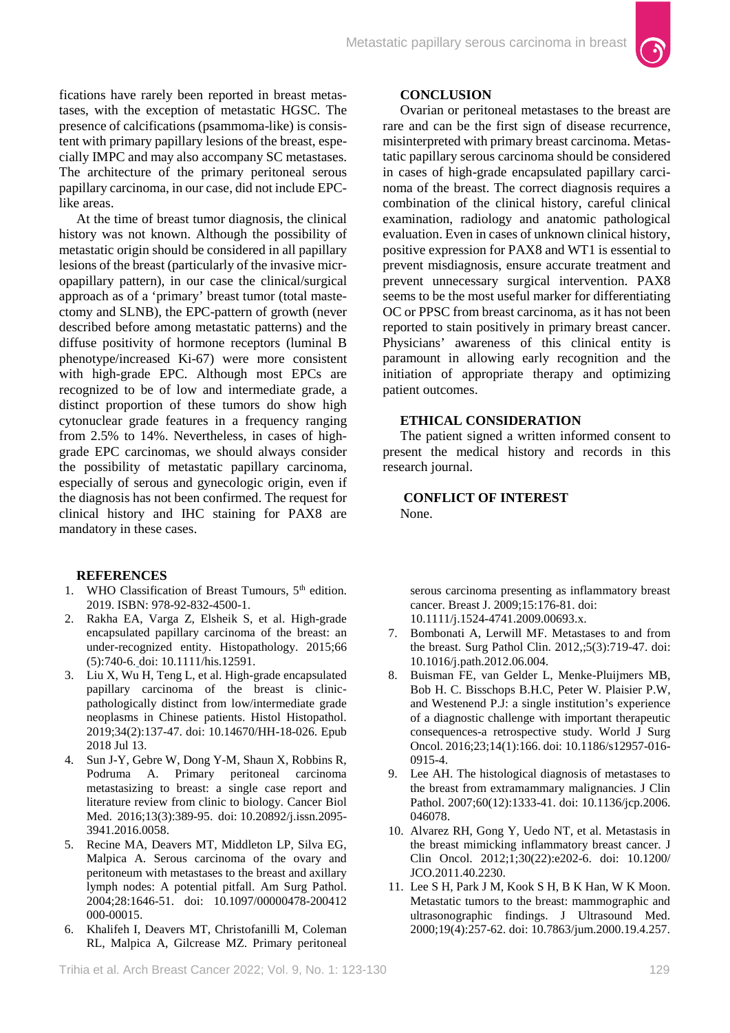fications have rarely been reported in breast metastases, with the exception of metastatic HGSC. The presence of calcifications (psammoma-like) is consistent with primary papillary lesions of the breast, especially IMPC and may also accompany SC metastases. The architecture of the primary peritoneal serous papillary carcinoma, in our case, did not include EPC-like areas.

At the time of breast tumor diagnosis, the clinical history was not known. Although the possibility of metastatic origin should be considered in all papillary lesions of the breast (particularly of the invasive micropapillary pattern), in our case the clinical/surgical approach as of a 'primary' breast tumor (total mastectomy and SLNB), the EPC-pattern of growth (never described before among metastatic patterns) and the diffuse positivity of hormone receptors (luminal B phenotype/increased Ki-67) were more consistent with high-grade EPC. Although most EPCs are recognized to be of low and intermediate grade, a distinct proportion of these tumors do show high cytonuclear grade features in a frequency ranging from 2.5% to 14%. Nevertheless, in cases of high-grade EPC carcinomas, we should always consider the possibility of metastatic papillary carcinoma, especially of serous and gynecologic origin, even if the diagnosis has not been confirmed. The request for clinical history and IHC staining for PAX8 are mandatory in these cases.

## CONCLUSION

Ovarian or peritoneal metastases to the breast are rare and can be the first sign of disease recurrence, misinterpreted with primary breast carcinoma. Metastatic papillary serous carcinoma should be considered in cases of high-grade encapsulated papillary carcinoma of the breast. The correct diagnosis requires a combination of the clinical history, careful clinical examination, radiology and anatomic pathological evaluation. Even in cases of unknown clinical history, positive expression for PAX8 and WT1 is essential to prevent misdiagnosis, ensure accurate treatment and prevent unnecessary surgical intervention. PAX8 seems to be the most useful marker for differentiating OC or PPSC from breast carcinoma, as it has not been reported to stain positively in primary breast cancer. Physicians' awareness of this clinical entity is paramount in allowing early recognition and the initiation of appropriate therapy and optimizing patient outcomes.

## ETHICAL CONSIDERATION

The patient signed a written informed consent to present the medical history and records in this research journal.

## CONFLICT OF INTEREST

None.

## REFERENCES

1. WHO Classification of Breast Tumours, 5th edition. 2019. ISBN: 978-92-832-4500-1.
2. Rakha EA, Varga Z, Elsheik S, et al. High-grade encapsulated papillary carcinoma of the breast: an under-recognized entity. Histopathology. 2015;66 (5):740-6. doi: 10.1111/his.12591.
3. Liu X, Wu H, Teng L, et al. High-grade encapsulated papillary carcinoma of the breast is clinicpathologically distinct from low/intermediate grade neoplasms in Chinese patients. Histol Histopathol. 2019;34(2):137-47. doi: 10.14670/HH-18-026. Epub 2018 Jul 13.
4. Sun J-Y, Gebre W, Dong Y-M, Shaun X, Robbins R, Podruma A. Primary peritoneal carcinoma metastasizing to breast: a single case report and literature review from clinic to biology. Cancer Biol Med. 2016;13(3):389-95. doi: 10.20892/j.issn.2095-3941.2016.0058.
5. Recine MA, Deavers MT, Middleton LP, Silva EG, Malpica A. Serous carcinoma of the ovary and peritoneum with metastases to the breast and axillary lymph nodes: A potential pitfall. Am Surg Pathol. 2004;28:1646-51. doi: 10.1097/00000478-200412000-00015.
6. Khalifeh I, Deavers MT, Christofanilli M, Coleman RL, Malpica A, Gilcrease MZ. Primary peritoneal serous carcinoma presenting as inflammatory breast cancer. Breast J. 2009;15:176-81. doi: 10.1111/j.1524-4741.2009.00693.x.
7. Bombonati A, Lerwill MF. Metastases to and from the breast. Surg Pathol Clin. 2012,;5(3):719-47. doi: 10.1016/j.path.2012.06.004.
8. Buisman FE, van Gelder L, Menke-Pluijmers MB, Bob H. C. Bisschops B.H.C, Peter W. Plaisier P.W, and Westenend P.J: a single institution's experience of a diagnostic challenge with important therapeutic consequences-a retrospective study. World J Surg Oncol. 2016;23;14(1):166. doi: 10.1186/s12957-016-0915-4.
9. Lee AH. The histological diagnosis of metastases to the breast from extramammary malignancies. J Clin Pathol. 2007;60(12):1333-41. doi: 10.1136/jcp.2006.046078.
10. Alvarez RH, Gong Y, Uedo NT, et al. Metastasis in the breast mimicking inflammatory breast cancer. J Clin Oncol. 2012;1;30(22):e202-6. doi: 10.1200/JCO.2011.40.2230.
11. Lee S H, Park J M, Kook S H, B K Han, W K Moon. Metastatic tumors to the breast: mammographic and ultrasonographic findings. J Ultrasound Med. 2000;19(4):257-62. doi: 10.7863/jum.2000.19.4.257.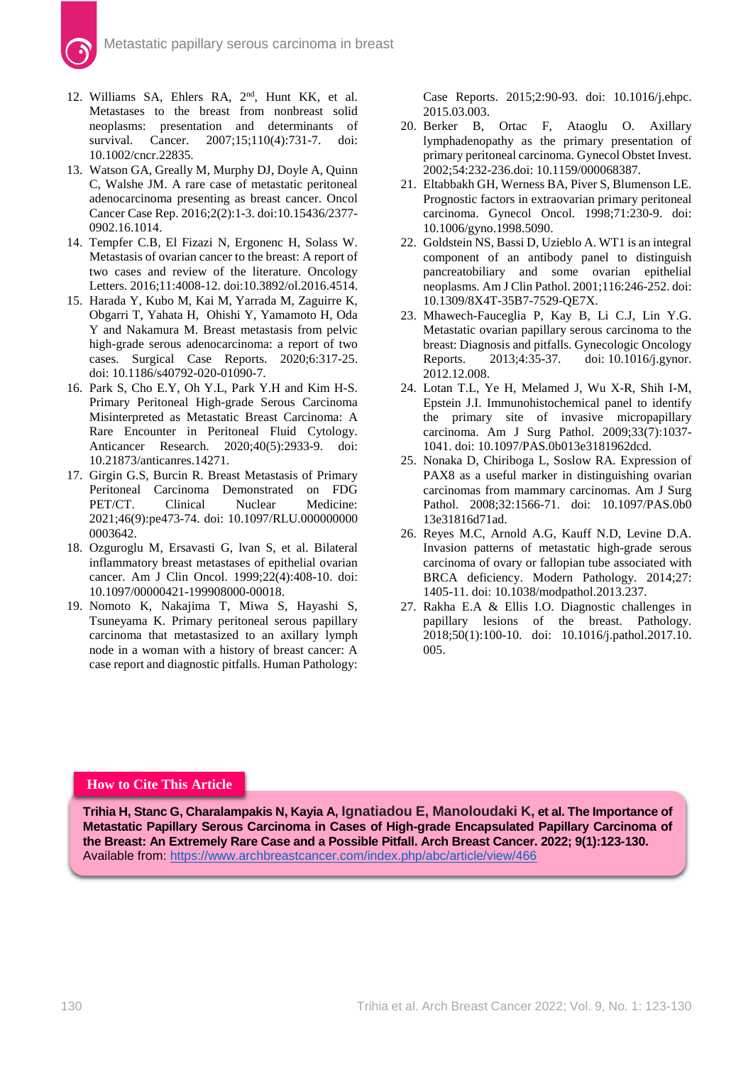12. Williams SA, Ehlers RA, 2nd, Hunt KK, et al. Metastases to the breast from nonbreast solid neoplasms: presentation and determinants of survival. Cancer. 2007;15;110(4):731-7. doi: 10.1002/cncr.22835.
13. Watson GA, Greally M, Murphy DJ, Doyle A, Quinn C, Walshe JM. A rare case of metastatic peritoneal adenocarcinoma presenting as breast cancer. Oncol Cancer Case Rep. 2016;2(2):1-3. doi:10.15436/2377-0902.16.1014.
14. Tempfer C.B, El Fizazi N, Ergonenc H, Solass W. Metastasis of ovarian cancer to the breast: A report of two cases and review of the literature. Oncology Letters. 2016;11:4008-12. doi:10.3892/ol.2016.4514.
15. Harada Y, Kubo M, Kai M, Yarrada M, Zaguirre K, Obgarri T, Yahata H, Ohishi Y, Yamamoto H, Oda Y and Nakamura M. Breast metastasis from pelvic high-grade serous adenocarcinoma: a report of two cases. Surgical Case Reports. 2020;6:317-25. doi: 10.1186/s40792-020-01090-7.
16. Park S, Cho E.Y, Oh Y.L, Park Y.H and Kim H-S. Primary Peritoneal High-grade Serous Carcinoma Misinterpreted as Metastatic Breast Carcinoma: A Rare Encounter in Peritoneal Fluid Cytology. Anticancer Research. 2020;40(5):2933-9. doi: 10.21873/anticanres.14271.
17. Girgin G.S, Burcin R. Breast Metastasis of Primary Peritoneal Carcinoma Demonstrated on FDG PET/CT. Clinical Nuclear Medicine: 2021;46(9):pe473-74. doi: 10.1097/RLU.0000000000003642.
18. Ozguroglu M, Ersavasti G, lvan S, et al. Bilateral inflammatory breast metastases of epithelial ovarian cancer. Am J Clin Oncol. 1999;22(4):408-10. doi: 10.1097/00000421-199908000-00018.
19. Nomoto K, Nakajima T, Miwa S, Hayashi S, Tsuneyama K. Primary peritoneal serous papillary carcinoma that metastasized to an axillary lymph node in a woman with a history of breast cancer: A case report and diagnostic pitfalls. Human Pathology: Case Reports. 2015;2:90-93. doi: 10.1016/j.ehpc.2015.03.003.
20. Berker B, Ortac F, Ataoglu O. Axillary lymphadenopathy as the primary presentation of primary peritoneal carcinoma. Gynecol Obstet Invest. 2002;54:232-236.doi: 10.1159/000068387.
21. Eltabbakh GH, Werness BA, Piver S, Blumenson LE. Prognostic factors in extraovarian primary peritoneal carcinoma. Gynecol Oncol. 1998;71:230-9. doi: 10.1006/gyno.1998.5090.
22. Goldstein NS, Bassi D, Uzieblo A. WT1 is an integral component of an antibody panel to distinguish pancreatobiliary and some ovarian epithelial neoplasms. Am J Clin Pathol. 2001;116:246-252. doi: 10.1309/8X4T-35B7-7529-QE7X.
23. Mhawech-Fauceglia P, Kay B, Li C.J, Lin Y.G. Metastatic ovarian papillary serous carcinoma to the breast: Diagnosis and pitfalls. Gynecologic Oncology Reports. 2013;4:35-37. doi: 10.1016/j.gynor.2012.12.008.
24. Lotan T.L, Ye H, Melamed J, Wu X-R, Shih I-M, Epstein J.I. Immunohistochemical panel to identify the primary site of invasive micropapillary carcinoma. Am J Surg Pathol. 2009;33(7):1037-1041. doi: 10.1097/PAS.0b013e3181962dcd.
25. Nonaka D, Chiriboga L, Soslow RA. Expression of PAX8 as a useful marker in distinguishing ovarian carcinomas from mammary carcinomas. Am J Surg Pathol. 2008;32:1566-71. doi: 10.1097/PAS.0b013e31816d71ad.
26. Reyes M.C, Arnold A.G, Kauff N.D, Levine D.A. Invasion patterns of metastatic high-grade serous carcinoma of ovary or fallopian tube associated with BRCA deficiency. Modern Pathology. 2014;27: 1405-11. doi: 10.1038/modpathol.2013.237.
27. Rakha E.A & Ellis I.O. Diagnostic challenges in papillary lesions of the breast. Pathology. 2018;50(1):100-10. doi: 10.1016/j.pathol.2017.10.005.

**How to Cite This Article**

**Trihia H, Stanc G, Charalampakis N, Kayia A, Ignatiadou E, Manoloudaki K, et al. The Importance of Metastatic Papillary Serous Carcinoma in Cases of High-grade Encapsulated Papillary Carcinoma of the Breast: An Extremely Rare Case and a Possible Pitfall. Arch Breast Cancer. 2022; 9(1):123-130.**
Available from: https://www.archbreastcancer.com/index.php/abc/article/view/466